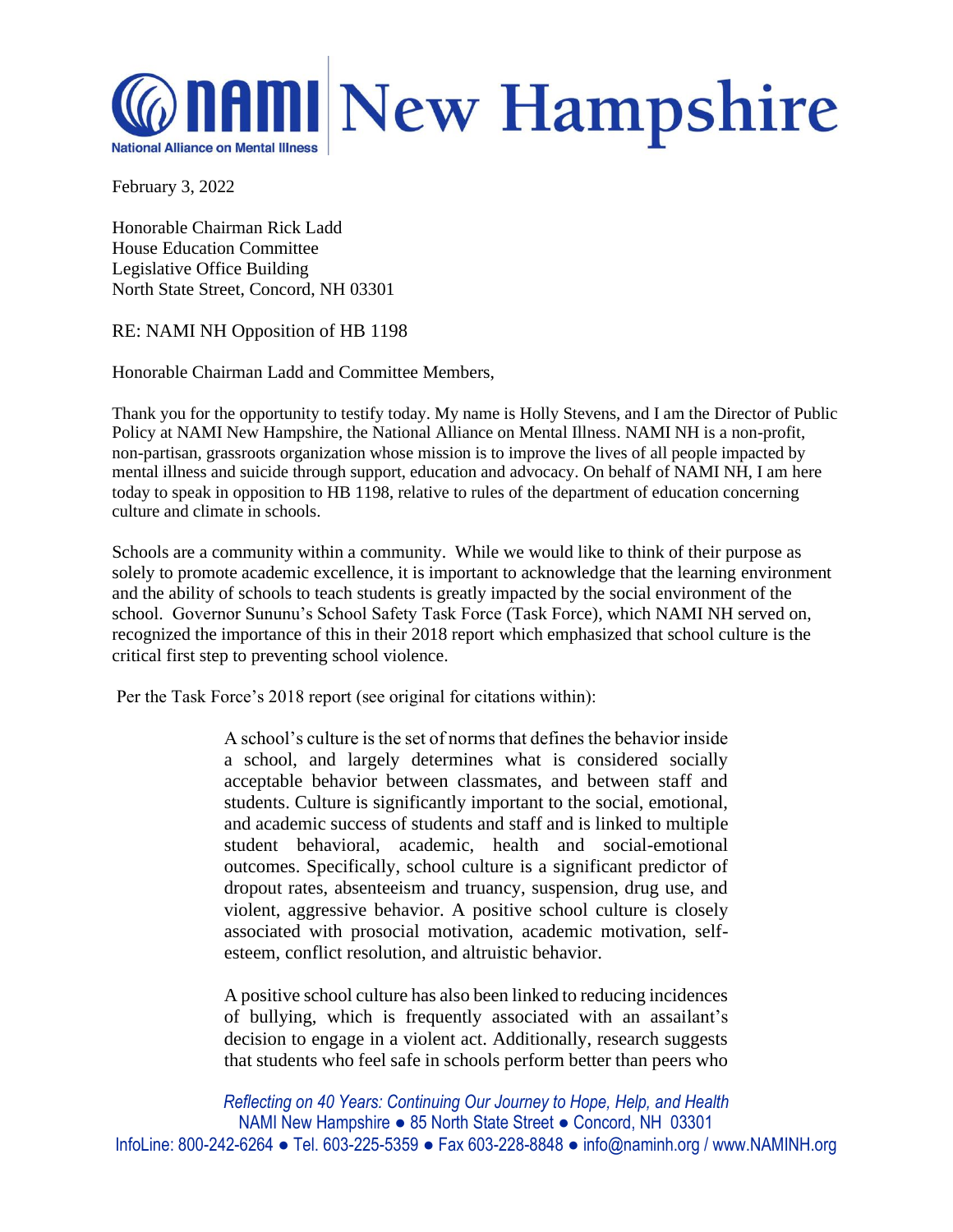# NAMI New Hampshire

National Alliance on Mental Illness

February 3, 2022

Honorable Chairman Rick Ladd
House Education Committee
Legislative Office Building
North State Street, Concord, NH 03301

RE: NAMI NH Opposition of HB 1198

Honorable Chairman Ladd and Committee Members,

Thank you for the opportunity to testify today. My name is Holly Stevens, and I am the Director of Public Policy at NAMI New Hampshire, the National Alliance on Mental Illness. NAMI NH is a non-profit, non-partisan, grassroots organization whose mission is to improve the lives of all people impacted by mental illness and suicide through support, education and advocacy. On behalf of NAMI NH, I am here today to speak in opposition to HB 1198, relative to rules of the department of education concerning culture and climate in schools.

Schools are a community within a community. While we would like to think of their purpose as solely to promote academic excellence, it is important to acknowledge that the learning environment and the ability of schools to teach students is greatly impacted by the social environment of the school. Governor Sununu's School Safety Task Force (Task Force), which NAMI NH served on, recognized the importance of this in their 2018 report which emphasized that school culture is the critical first step to preventing school violence.

Per the Task Force's 2018 report (see original for citations within):

> A school's culture is the set of norms that defines the behavior inside a school, and largely determines what is considered socially acceptable behavior between classmates, and between staff and students. Culture is significantly important to the social, emotional, and academic success of students and staff and is linked to multiple student behavioral, academic, health and social-emotional outcomes. Specifically, school culture is a significant predictor of dropout rates, absenteeism and truancy, suspension, drug use, and violent, aggressive behavior. A positive school culture is closely associated with prosocial motivation, academic motivation, self-esteem, conflict resolution, and altruistic behavior.
>
> A positive school culture has also been linked to reducing incidences of bullying, which is frequently associated with an assailant's decision to engage in a violent act. Additionally, research suggests that students who feel safe in schools perform better than peers who

*Reflecting on 40 Years: Continuing Our Journey to Hope, Help, and Health*
NAMI New Hampshire ● 85 North State Street ● Concord, NH 03301
InfoLine: 800-242-6264 ● Tel. 603-225-5359 ● Fax 603-228-8848 ● info@naminh.org / www.NAMINH.org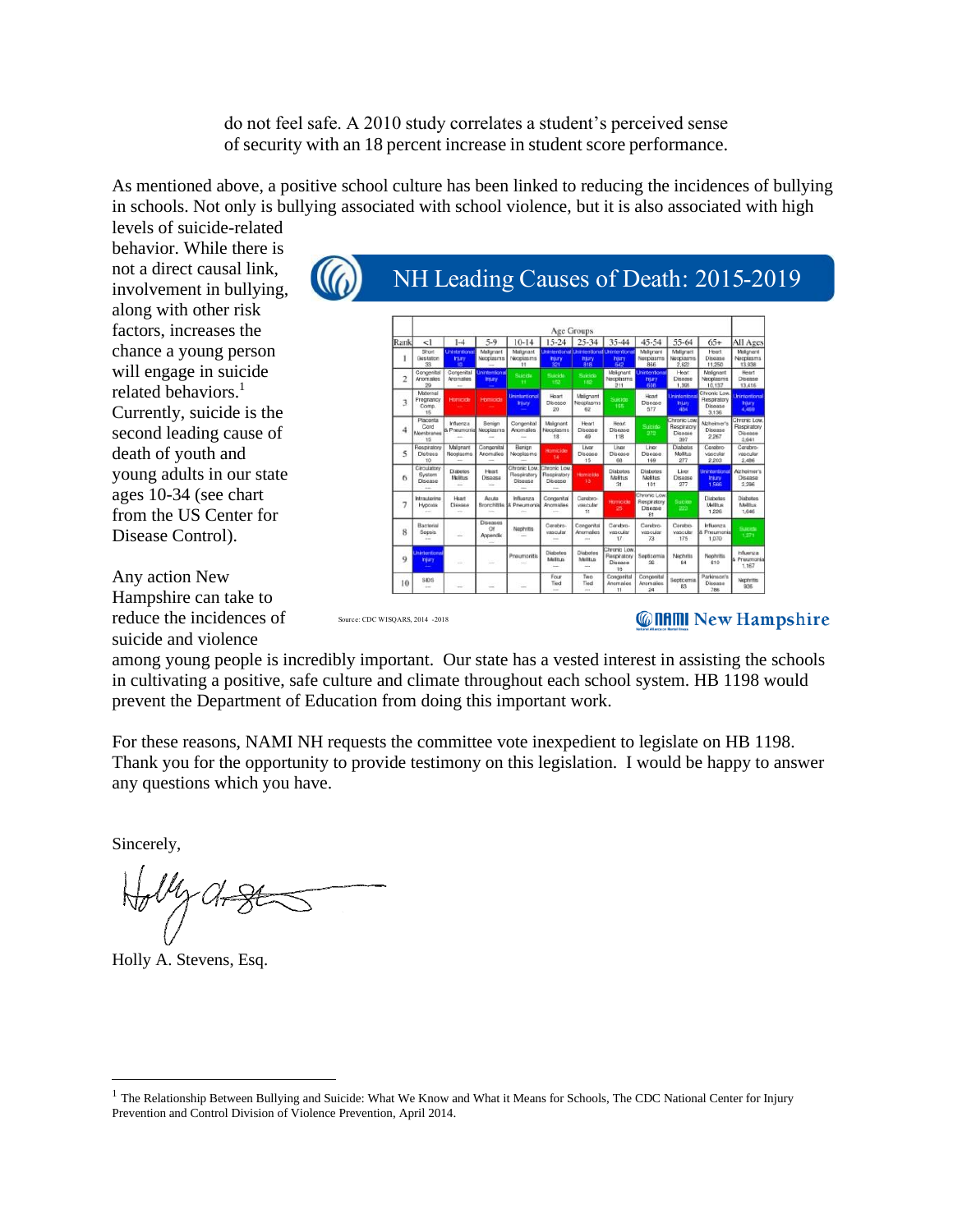do not feel safe. A 2010 study correlates a student's perceived sense of security with an 18 percent increase in student score performance.

As mentioned above, a positive school culture has been linked to reducing the incidences of bullying in schools. Not only is bullying associated with school violence, but it is also associated with high levels of suicide-related behavior. While there is not a direct causal link, involvement in bullying, along with other risk factors, increases the chance a young person will engage in suicide related behaviors.[1] Currently, suicide is the second leading cause of death of youth and young adults in our state ages 10-34 (see chart from the US Center for Disease Control).

## NH Leading Causes of Death: 2015-2019

| Rank | Age Groups <1 | 1-4 | 5-9 | 10-14 | 15-24 | 25-34 | 35-44 | 45-54 | 55-64 | 65+ | All Ages |
|---|---|---|---|---|---|---|---|---|---|---|---|
| 1 | Short Gestation 33 | Unintentional Injury 10 | Malignant Neoplasms --- | Malignant Neoplasms 11 | Unintentional Injury 321 | Unintentional Injury 518 | Unintentional Injury 542 | Malignant Neoplasms 866 | Malignant Neoplasms 2,822 | Heart Disease 11,250 | Malignant Neoplasms 13,938 |
| 2 | Congenital Anomalies 29 | Congenital Anomalies --- | Unintentional Injury --- | Suicide 11 | Suicide 152 | Suicide 182 | Malignant Neoplasms 211 | Unintentional Injury 636 | Heart Disease 1,368 | Malignant Neoplasms 10,137 | Heart Disease 13,416 |
| 3 | Maternal Pregnancy Comp. 15 | Homicide --- | Homicide --- | Unintentional Injury --- | Heart Disease 20 | Malignant Neoplasms 62 | Suicide 195 | Heart Disease 577 | Unintentional Injury 484 | Chronic Low. Respiratory Disease 3,136 | Unintentional Injury 4,488 |
| 4 | Placenta Cord Membranes 15 | Influenza & Pneumonia --- | Benign Neoplasms --- | Congenital Anomalies --- | Malignant Neoplasms 18 | Heart Disease 49 | Heart Disease 118 | Suicide 272 | Chronic Low. Respiratory Disease 397 | Alzheimer's Disease 2,257 | Chronic Low. Respiratory Disease 3,641 |
| 5 | Respiratory Distress 10 | Malignant Neoplasms --- | Congenital Anomalies --- | Benign Neoplasms --- | Homicide 14 | Liver Disease 15 | Liver Disease 60 | Liver Disease 168 | Diabetes Mellitus 277 | Cerebro-vascular 2,293 | Cerebro-vascular 2,486 |
| 6 | Circulatory System Disease --- | Diabetes Mellitus --- | Heart Disease --- | Chronic Low. Respiratory Disease --- | Chronic Low. Respiratory Disease --- | Homicide 13 | Diabetes Mellitus 31 | Diabetes Mellitus 151 | Liver Disease 277 | Unintentional Injury 1,566 | Alzheimer's Disease 2,296 |
| 7 | Intrauterine Hypoxia --- | Heart Disease --- | Acute Bronchitis --- | Influenza & Pneumonia --- | Congenital Anomalies --- | Cerebro-vascular 11 | Homicide 25 | Chronic Low. Respiratory Disease 81 | Suicide 223 | Diabetes Mellitus 1,226 | Diabetes Mellitus 1,646 |
| 8 | Bacterial Sepsis --- | --- | Diseases Of Appendix --- | Nephritis --- | Cerebro-vascular --- | Congenital Anomalies --- | Cerebro-vascular 17 | Cerebro-vascular 73 | Cerebro-vascular 175 | Influenza & Pneumonia 1,070 | Suicide 1,271 |
| 9 | Unintentional Injury --- | --- | --- | Pneumonitis --- | Diabetes Mellitus --- | Diabetes Mellitus --- | Chronic Low. Respiratory Disease 16 | Septicemia 36 | Nephritis 64 | Nephritis 610 | Influenza & Pneumonia 1,167 |
| 10 | SIDS --- | --- | --- | --- | Four Tied --- | Two Tied --- | Congenital Anomalies 11 | Congenital Anomalies 24 | Septicemia 63 | Parkinson's Disease 786 | Nephritis 826 |

Source: CDC WISQARS, 2014 -2018

NAMI New Hampshire

Any action New Hampshire can take to reduce the incidences of suicide and violence among young people is incredibly important. Our state has a vested interest in assisting the schools in cultivating a positive, safe culture and climate throughout each school system. HB 1198 would prevent the Department of Education from doing this important work.

For these reasons, NAMI NH requests the committee vote inexpedient to legislate on HB 1198. Thank you for the opportunity to provide testimony on this legislation. I would be happy to answer any questions which you have.

Sincerely,

Holly A. Stevens, Esq.

---

[1] The Relationship Between Bullying and Suicide: What We Know and What it Means for Schools, The CDC National Center for Injury Prevention and Control Division of Violence Prevention, April 2014.